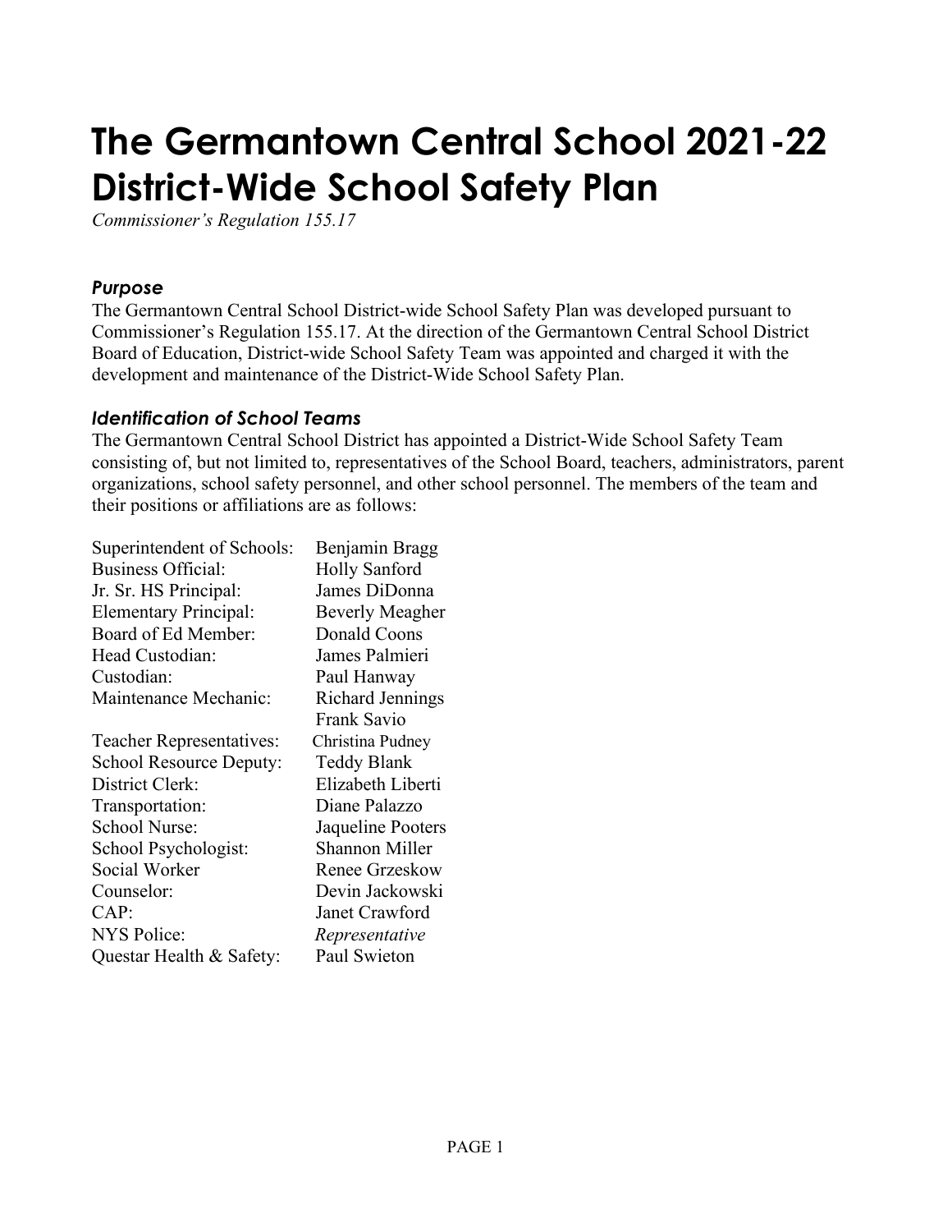# The Germantown Central School 2021-22 District-Wide School Safety Plan

*Commissioner's Regulation 155.17*

### *Purpose*

The Germantown Central School District-wide School Safety Plan was developed pursuant to Commissioner's Regulation 155.17. At the direction of the Germantown Central School District Board of Education, District-wide School Safety Team was appointed and charged it with the development and maintenance of the District-Wide School Safety Plan.

### *Identification of School Teams*

The Germantown Central School District has appointed a District-Wide School Safety Team consisting of, but not limited to, representatives of the School Board, teachers, administrators, parent organizations, school safety personnel, and other school personnel. The members of the team and their positions or affiliations are as follows:

| | |
|---|---|
| Superintendent of Schools: | Benjamin Bragg |
| Business Official: | Holly Sanford |
| Jr. Sr. HS Principal: | James DiDonna |
| Elementary Principal: | Beverly Meagher |
| Board of Ed Member: | Donald Coons |
| Head Custodian: | James Palmieri |
| Custodian: | Paul Hanway |
| Maintenance Mechanic: | Richard Jennings |
| | Frank Savio |
| Teacher Representatives: | Christina Pudney |
| School Resource Deputy: | Teddy Blank |
| District Clerk: | Elizabeth Liberti |
| Transportation: | Diane Palazzo |
| School Nurse: | Jaqueline Pooters |
| School Psychologist: | Shannon Miller |
| Social Worker | Renee Grzeskow |
| Counselor: | Devin Jackowski |
| CAP: | Janet Crawford |
| NYS Police: | *Representative* |
| Questar Health & Safety: | Paul Swieton |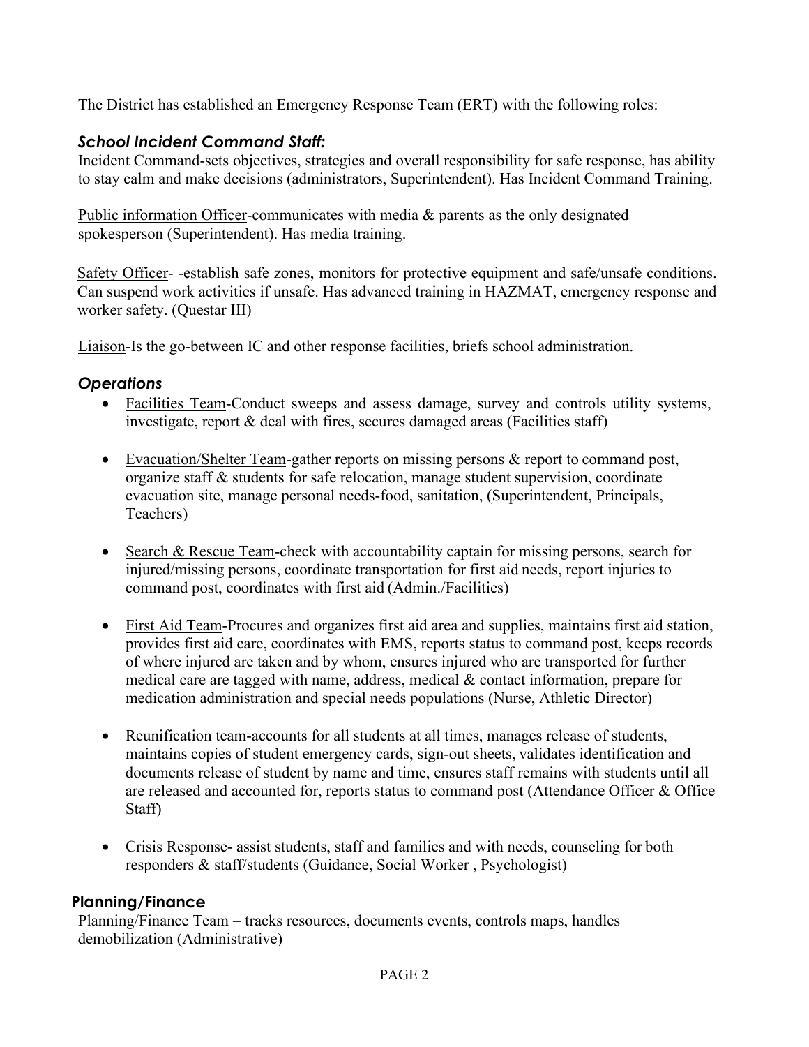The District has established an Emergency Response Team (ERT) with the following roles:

### *School Incident Command Staff:*

Incident Command-sets objectives, strategies and overall responsibility for safe response, has ability to stay calm and make decisions (administrators, Superintendent). Has Incident Command Training.

Public information Officer-communicates with media & parents as the only designated spokesperson (Superintendent). Has media training.

Safety Officer- -establish safe zones, monitors for protective equipment and safe/unsafe conditions. Can suspend work activities if unsafe. Has advanced training in HAZMAT, emergency response and worker safety. (Questar III)

Liaison-Is the go-between IC and other response facilities, briefs school administration.

### *Operations*

- Facilities Team-Conduct sweeps and assess damage, survey and controls utility systems, investigate, report & deal with fires, secures damaged areas (Facilities staff)
- Evacuation/Shelter Team-gather reports on missing persons & report to command post, organize staff & students for safe relocation, manage student supervision, coordinate evacuation site, manage personal needs-food, sanitation, (Superintendent, Principals, Teachers)
- Search & Rescue Team-check with accountability captain for missing persons, search for injured/missing persons, coordinate transportation for first aid needs, report injuries to command post, coordinates with first aid (Admin./Facilities)
- First Aid Team-Procures and organizes first aid area and supplies, maintains first aid station, provides first aid care, coordinates with EMS, reports status to command post, keeps records of where injured are taken and by whom, ensures injured who are transported for further medical care are tagged with name, address, medical & contact information, prepare for medication administration and special needs populations (Nurse, Athletic Director)
- Reunification team-accounts for all students at all times, manages release of students, maintains copies of student emergency cards, sign-out sheets, validates identification and documents release of student by name and time, ensures staff remains with students until all are released and accounted for, reports status to command post (Attendance Officer & Office Staff)
- Crisis Response- assist students, staff and families and with needs, counseling for both responders & staff/students (Guidance, Social Worker , Psychologist)

### Planning/Finance

Planning/Finance Team – tracks resources, documents events, controls maps, handles demobilization (Administrative)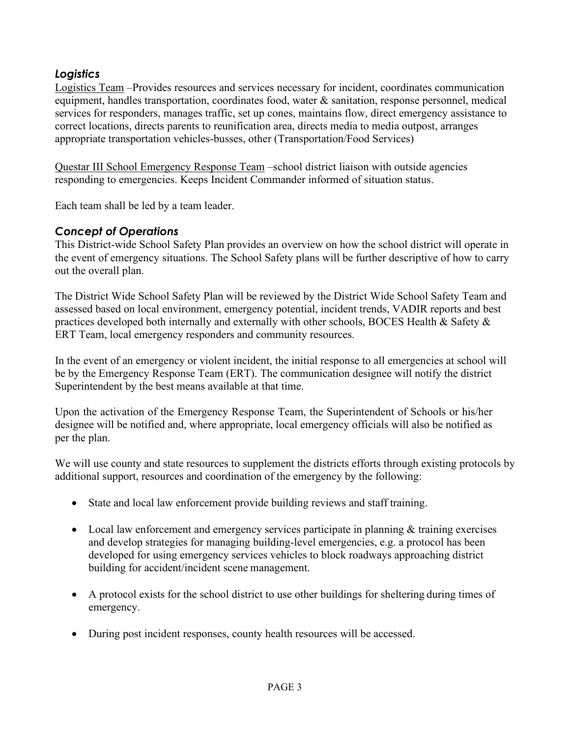### *Logistics*

Logistics Team –Provides resources and services necessary for incident, coordinates communication equipment, handles transportation, coordinates food, water & sanitation, response personnel, medical services for responders, manages traffic, set up cones, maintains flow, direct emergency assistance to correct locations, directs parents to reunification area, directs media to media outpost, arranges appropriate transportation vehicles-busses, other (Transportation/Food Services)

Questar III School Emergency Response Team –school district liaison with outside agencies responding to emergencies. Keeps Incident Commander informed of situation status.

Each team shall be led by a team leader.

### *Concept of Operations*

This District-wide School Safety Plan provides an overview on how the school district will operate in the event of emergency situations. The School Safety plans will be further descriptive of how to carry out the overall plan.

The District Wide School Safety Plan will be reviewed by the District Wide School Safety Team and assessed based on local environment, emergency potential, incident trends, VADIR reports and best practices developed both internally and externally with other schools, BOCES Health & Safety & ERT Team, local emergency responders and community resources.

In the event of an emergency or violent incident, the initial response to all emergencies at school will be by the Emergency Response Team (ERT). The communication designee will notify the district Superintendent by the best means available at that time.

Upon the activation of the Emergency Response Team, the Superintendent of Schools or his/her designee will be notified and, where appropriate, local emergency officials will also be notified as per the plan.

We will use county and state resources to supplement the districts efforts through existing protocols by additional support, resources and coordination of the emergency by the following:

- State and local law enforcement provide building reviews and staff training.
- Local law enforcement and emergency services participate in planning & training exercises and develop strategies for managing building-level emergencies, e.g. a protocol has been developed for using emergency services vehicles to block roadways approaching district building for accident/incident scene management.
- A protocol exists for the school district to use other buildings for sheltering during times of emergency.
- During post incident responses, county health resources will be accessed.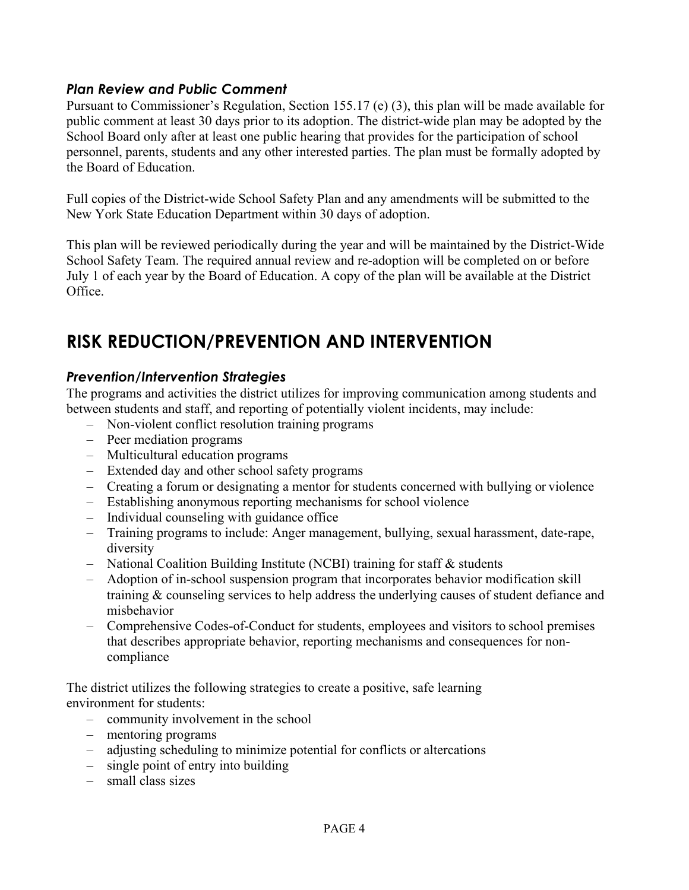### *Plan Review and Public Comment*

Pursuant to Commissioner's Regulation, Section 155.17 (e) (3), this plan will be made available for public comment at least 30 days prior to its adoption. The district-wide plan may be adopted by the School Board only after at least one public hearing that provides for the participation of school personnel, parents, students and any other interested parties. The plan must be formally adopted by the Board of Education.

Full copies of the District-wide School Safety Plan and any amendments will be submitted to the New York State Education Department within 30 days of adoption.

This plan will be reviewed periodically during the year and will be maintained by the District-Wide School Safety Team. The required annual review and re-adoption will be completed on or before July 1 of each year by the Board of Education. A copy of the plan will be available at the District Office.

## RISK REDUCTION/PREVENTION AND INTERVENTION

### *Prevention/Intervention Strategies*

The programs and activities the district utilizes for improving communication among students and between students and staff, and reporting of potentially violent incidents, may include:

- Non-violent conflict resolution training programs
- Peer mediation programs
- Multicultural education programs
- Extended day and other school safety programs
- Creating a forum or designating a mentor for students concerned with bullying or violence
- Establishing anonymous reporting mechanisms for school violence
- Individual counseling with guidance office
- Training programs to include: Anger management, bullying, sexual harassment, date-rape, diversity
- National Coalition Building Institute (NCBI) training for staff & students
- Adoption of in-school suspension program that incorporates behavior modification skill training & counseling services to help address the underlying causes of student defiance and misbehavior
- Comprehensive Codes-of-Conduct for students, employees and visitors to school premises that describes appropriate behavior, reporting mechanisms and consequences for non-compliance

The district utilizes the following strategies to create a positive, safe learning environment for students:

- community involvement in the school
- mentoring programs
- adjusting scheduling to minimize potential for conflicts or altercations
- single point of entry into building
- small class sizes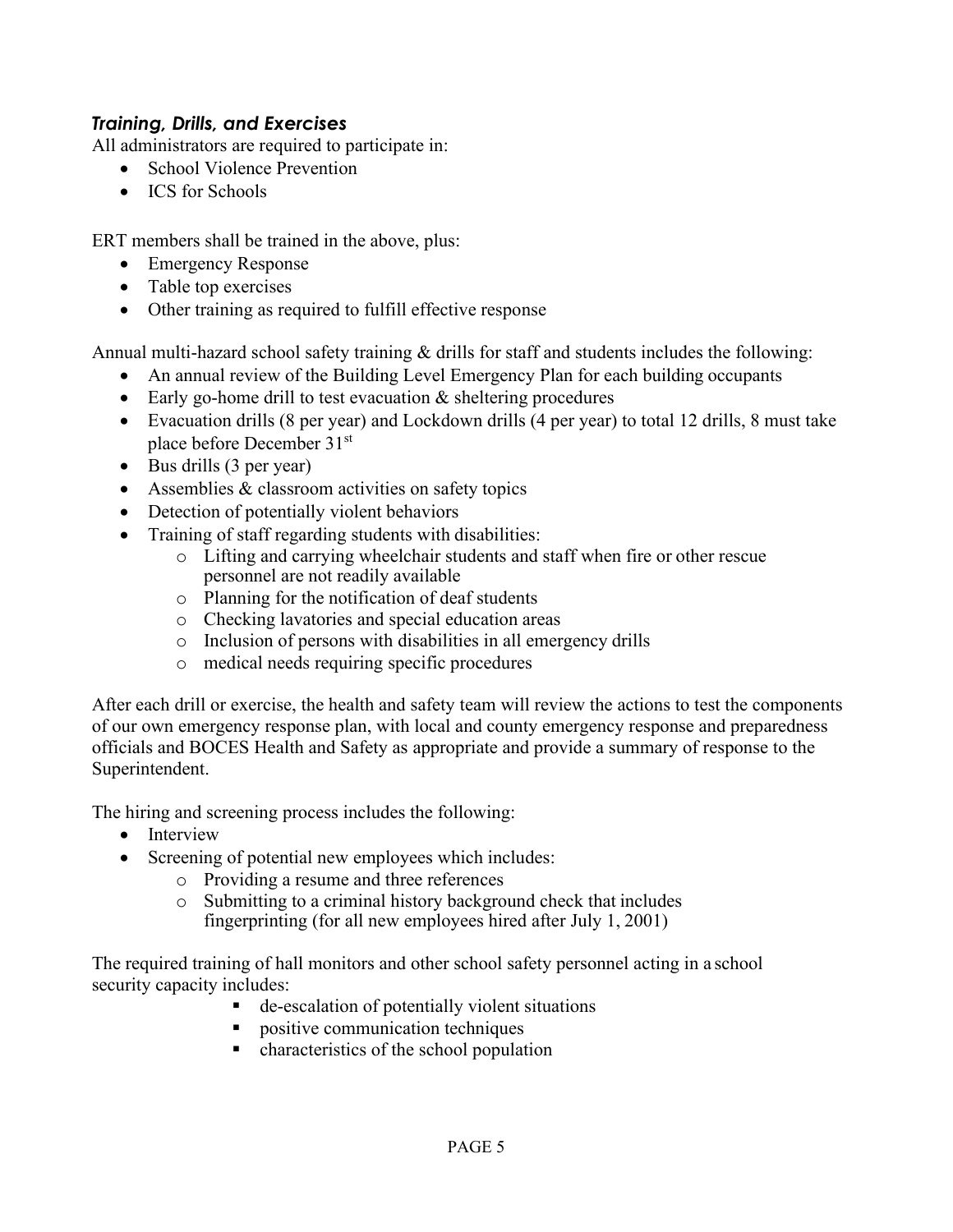### *Training, Drills, and Exercises*

All administrators are required to participate in:

- School Violence Prevention
- ICS for Schools

ERT members shall be trained in the above, plus:

- Emergency Response
- Table top exercises
- Other training as required to fulfill effective response

Annual multi-hazard school safety training & drills for staff and students includes the following:

- An annual review of the Building Level Emergency Plan for each building occupants
- Early go-home drill to test evacuation & sheltering procedures
- Evacuation drills (8 per year) and Lockdown drills (4 per year) to total 12 drills, 8 must take place before December 31st
- Bus drills (3 per year)
- Assemblies & classroom activities on safety topics
- Detection of potentially violent behaviors
- Training of staff regarding students with disabilities:
    - Lifting and carrying wheelchair students and staff when fire or other rescue personnel are not readily available
    - Planning for the notification of deaf students
    - Checking lavatories and special education areas
    - Inclusion of persons with disabilities in all emergency drills
    - medical needs requiring specific procedures

After each drill or exercise, the health and safety team will review the actions to test the components of our own emergency response plan, with local and county emergency response and preparedness officials and BOCES Health and Safety as appropriate and provide a summary of response to the Superintendent.

The hiring and screening process includes the following:

- Interview
- Screening of potential new employees which includes:
    - Providing a resume and three references
    - Submitting to a criminal history background check that includes fingerprinting (for all new employees hired after July 1, 2001)

The required training of hall monitors and other school safety personnel acting in a school security capacity includes:

- de-escalation of potentially violent situations
- positive communication techniques
- characteristics of the school population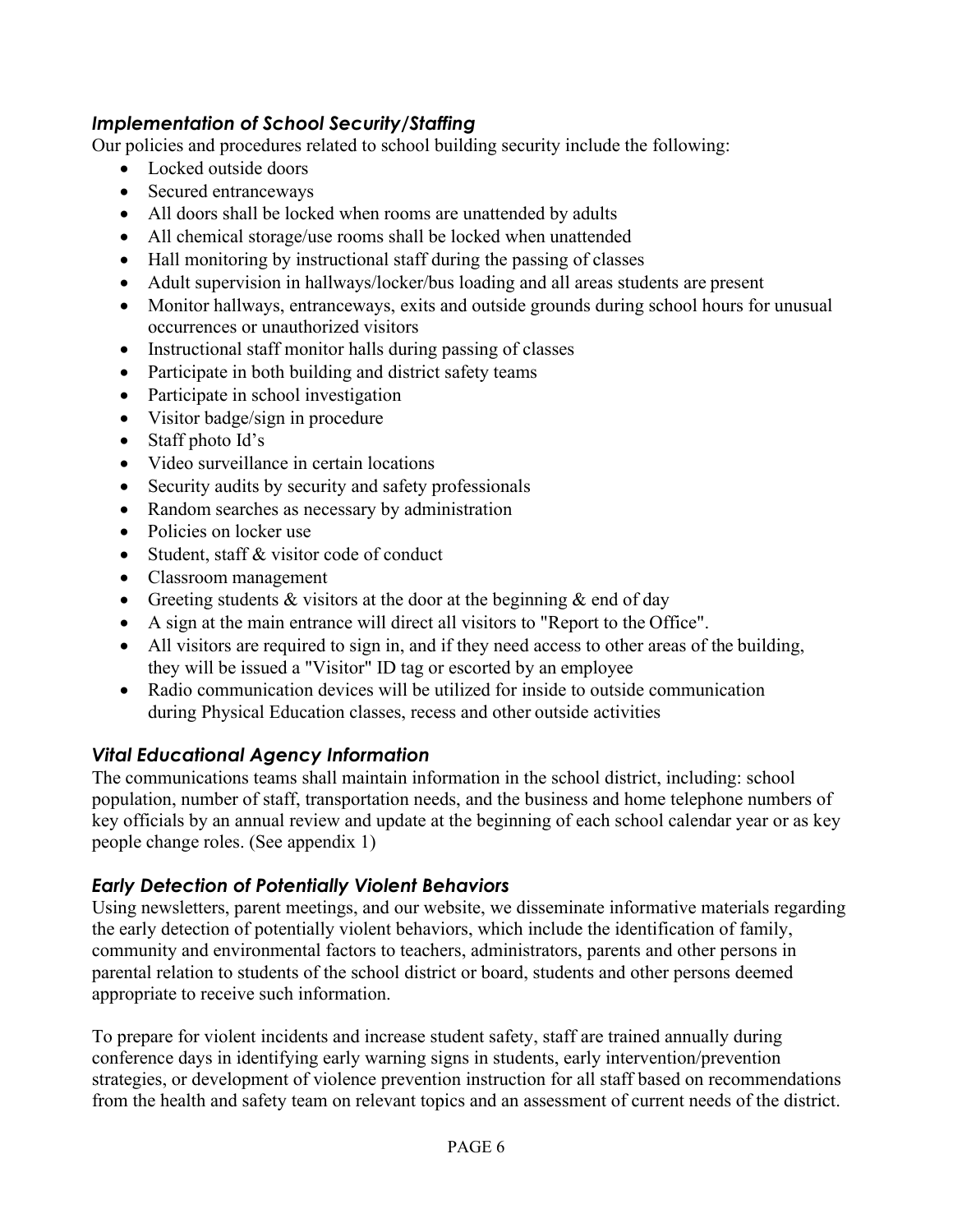### *Implementation of School Security/Staffing*

Our policies and procedures related to school building security include the following:

- Locked outside doors
- Secured entranceways
- All doors shall be locked when rooms are unattended by adults
- All chemical storage/use rooms shall be locked when unattended
- Hall monitoring by instructional staff during the passing of classes
- Adult supervision in hallways/locker/bus loading and all areas students are present
- Monitor hallways, entranceways, exits and outside grounds during school hours for unusual occurrences or unauthorized visitors
- Instructional staff monitor halls during passing of classes
- Participate in both building and district safety teams
- Participate in school investigation
- Visitor badge/sign in procedure
- Staff photo Id's
- Video surveillance in certain locations
- Security audits by security and safety professionals
- Random searches as necessary by administration
- Policies on locker use
- Student, staff & visitor code of conduct
- Classroom management
- Greeting students & visitors at the door at the beginning & end of day
- A sign at the main entrance will direct all visitors to "Report to the Office".
- All visitors are required to sign in, and if they need access to other areas of the building, they will be issued a "Visitor" ID tag or escorted by an employee
- Radio communication devices will be utilized for inside to outside communication during Physical Education classes, recess and other outside activities

### *Vital Educational Agency Information*

The communications teams shall maintain information in the school district, including: school population, number of staff, transportation needs, and the business and home telephone numbers of key officials by an annual review and update at the beginning of each school calendar year or as key people change roles. (See appendix 1)

### *Early Detection of Potentially Violent Behaviors*

Using newsletters, parent meetings, and our website, we disseminate informative materials regarding the early detection of potentially violent behaviors, which include the identification of family, community and environmental factors to teachers, administrators, parents and other persons in parental relation to students of the school district or board, students and other persons deemed appropriate to receive such information.

To prepare for violent incidents and increase student safety, staff are trained annually during conference days in identifying early warning signs in students, early intervention/prevention strategies, or development of violence prevention instruction for all staff based on recommendations from the health and safety team on relevant topics and an assessment of current needs of the district.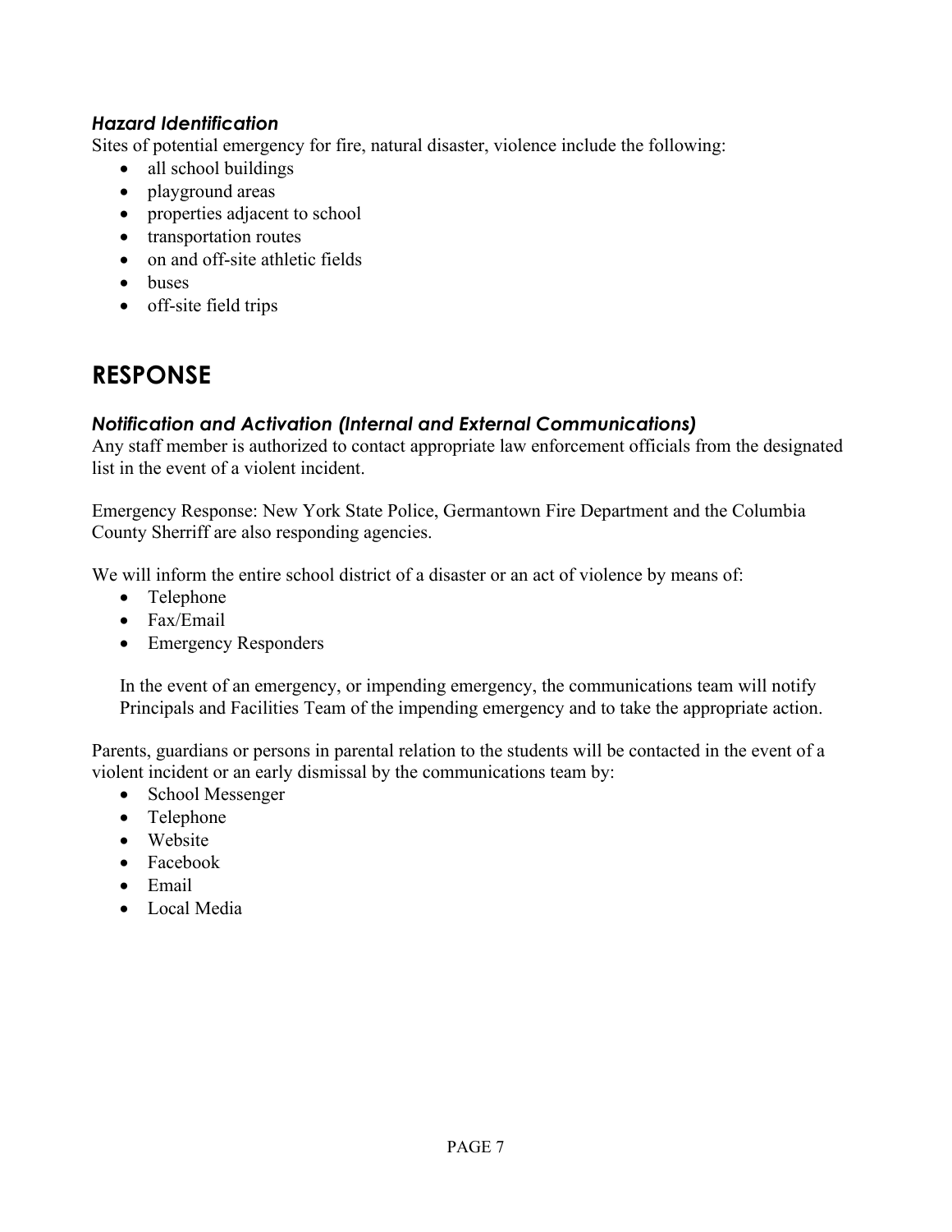### *Hazard Identification*

Sites of potential emergency for fire, natural disaster, violence include the following:

- all school buildings
- playground areas
- properties adjacent to school
- transportation routes
- on and off-site athletic fields
- buses
- off-site field trips

## RESPONSE

### *Notification and Activation (Internal and External Communications)*

Any staff member is authorized to contact appropriate law enforcement officials from the designated list in the event of a violent incident.

Emergency Response: New York State Police, Germantown Fire Department and the Columbia County Sherriff are also responding agencies.

We will inform the entire school district of a disaster or an act of violence by means of:

- Telephone
- Fax/Email
- Emergency Responders

In the event of an emergency, or impending emergency, the communications team will notify Principals and Facilities Team of the impending emergency and to take the appropriate action.

Parents, guardians or persons in parental relation to the students will be contacted in the event of a violent incident or an early dismissal by the communications team by:

- School Messenger
- Telephone
- Website
- Facebook
- Email
- Local Media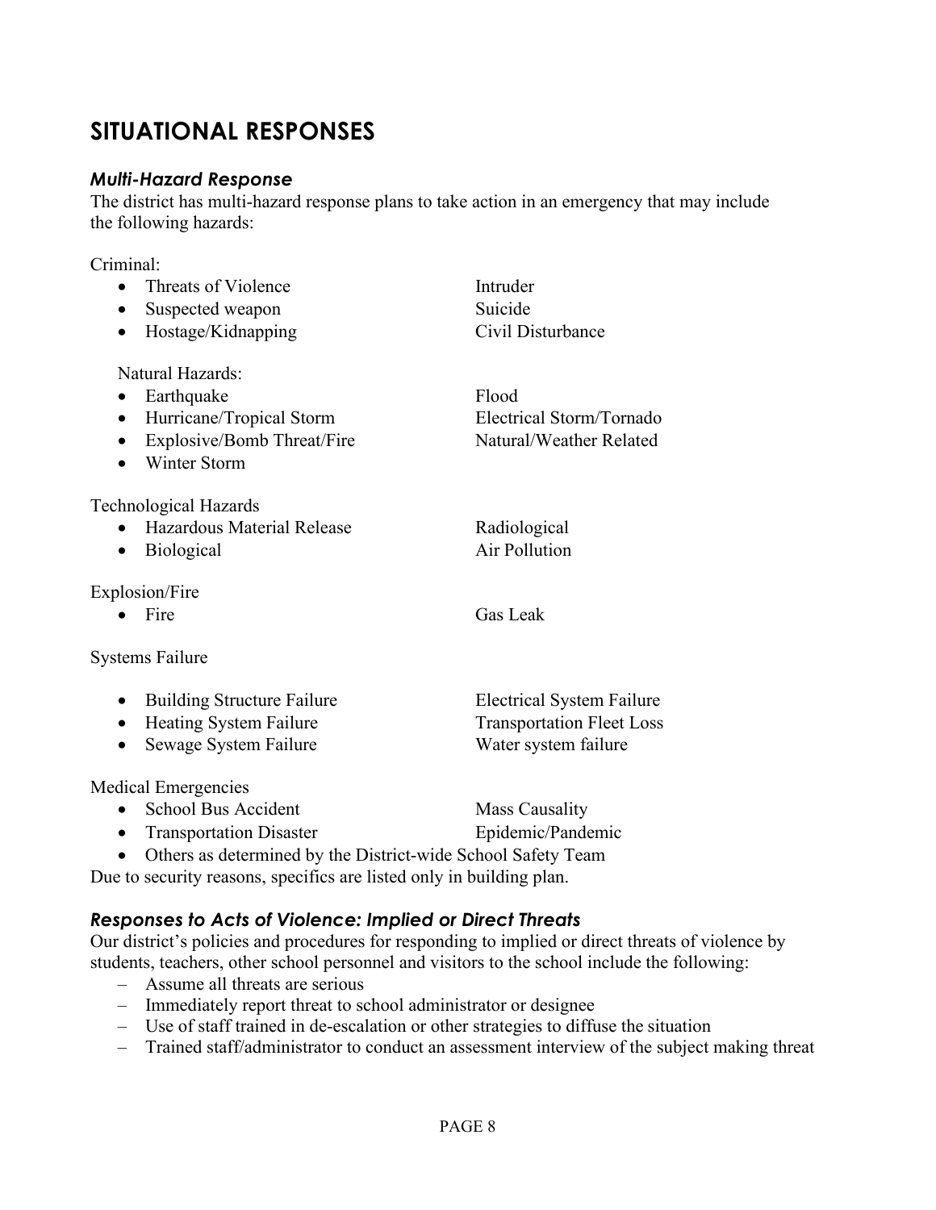# SITUATIONAL RESPONSES

### *Multi-Hazard Response*

The district has multi-hazard response plans to take action in an emergency that may include the following hazards:

Criminal:

- Threats of Violence
- Suspected weapon
- Hostage/Kidnapping
- Intruder
- Suicide
- Civil Disturbance

Natural Hazards:

- Earthquake
- Hurricane/Tropical Storm
- Explosive/Bomb Threat/Fire
- Winter Storm
- Flood
- Electrical Storm/Tornado
- Natural/Weather Related

Technological Hazards

- Hazardous Material Release
- Biological
- Radiological
- Air Pollution

Explosion/Fire

- Fire
- Gas Leak

Systems Failure

- Building Structure Failure
- Heating System Failure
- Sewage System Failure
- Electrical System Failure
- Transportation Fleet Loss
- Water system failure

Medical Emergencies

- School Bus Accident
- Transportation Disaster
- Mass Causality
- Epidemic/Pandemic
- Others as determined by the District-wide School Safety Team

Due to security reasons, specifics are listed only in building plan.

### *Responses to Acts of Violence: Implied or Direct Threats*

Our district's policies and procedures for responding to implied or direct threats of violence by students, teachers, other school personnel and visitors to the school include the following:

- Assume all threats are serious
- Immediately report threat to school administrator or designee
- Use of staff trained in de-escalation or other strategies to diffuse the situation
- Trained staff/administrator to conduct an assessment interview of the subject making threat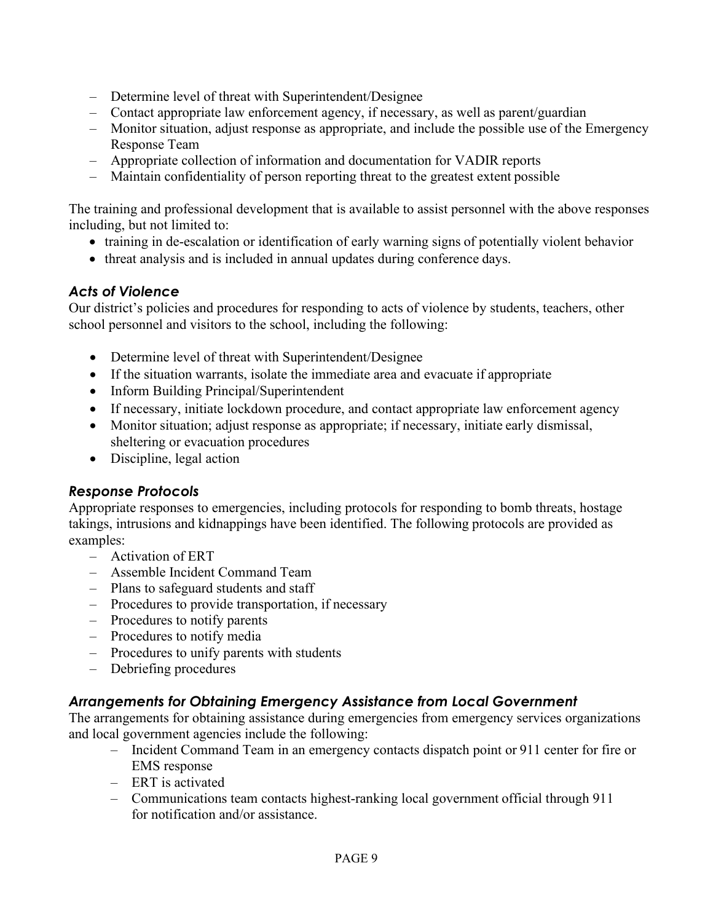- Determine level of threat with Superintendent/Designee
- Contact appropriate law enforcement agency, if necessary, as well as parent/guardian
- Monitor situation, adjust response as appropriate, and include the possible use of the Emergency Response Team
- Appropriate collection of information and documentation for VADIR reports
- Maintain confidentiality of person reporting threat to the greatest extent possible

The training and professional development that is available to assist personnel with the above responses including, but not limited to:

- training in de-escalation or identification of early warning signs of potentially violent behavior
- threat analysis and is included in annual updates during conference days.

### *Acts of Violence*

Our district's policies and procedures for responding to acts of violence by students, teachers, other school personnel and visitors to the school, including the following:

- Determine level of threat with Superintendent/Designee
- If the situation warrants, isolate the immediate area and evacuate if appropriate
- Inform Building Principal/Superintendent
- If necessary, initiate lockdown procedure, and contact appropriate law enforcement agency
- Monitor situation; adjust response as appropriate; if necessary, initiate early dismissal, sheltering or evacuation procedures
- Discipline, legal action

### *Response Protocols*

Appropriate responses to emergencies, including protocols for responding to bomb threats, hostage takings, intrusions and kidnappings have been identified. The following protocols are provided as examples:

- Activation of ERT
- Assemble Incident Command Team
- Plans to safeguard students and staff
- Procedures to provide transportation, if necessary
- Procedures to notify parents
- Procedures to notify media
- Procedures to unify parents with students
- Debriefing procedures

### *Arrangements for Obtaining Emergency Assistance from Local Government*

The arrangements for obtaining assistance during emergencies from emergency services organizations and local government agencies include the following:

- Incident Command Team in an emergency contacts dispatch point or 911 center for fire or EMS response
- ERT is activated
- Communications team contacts highest-ranking local government official through 911 for notification and/or assistance.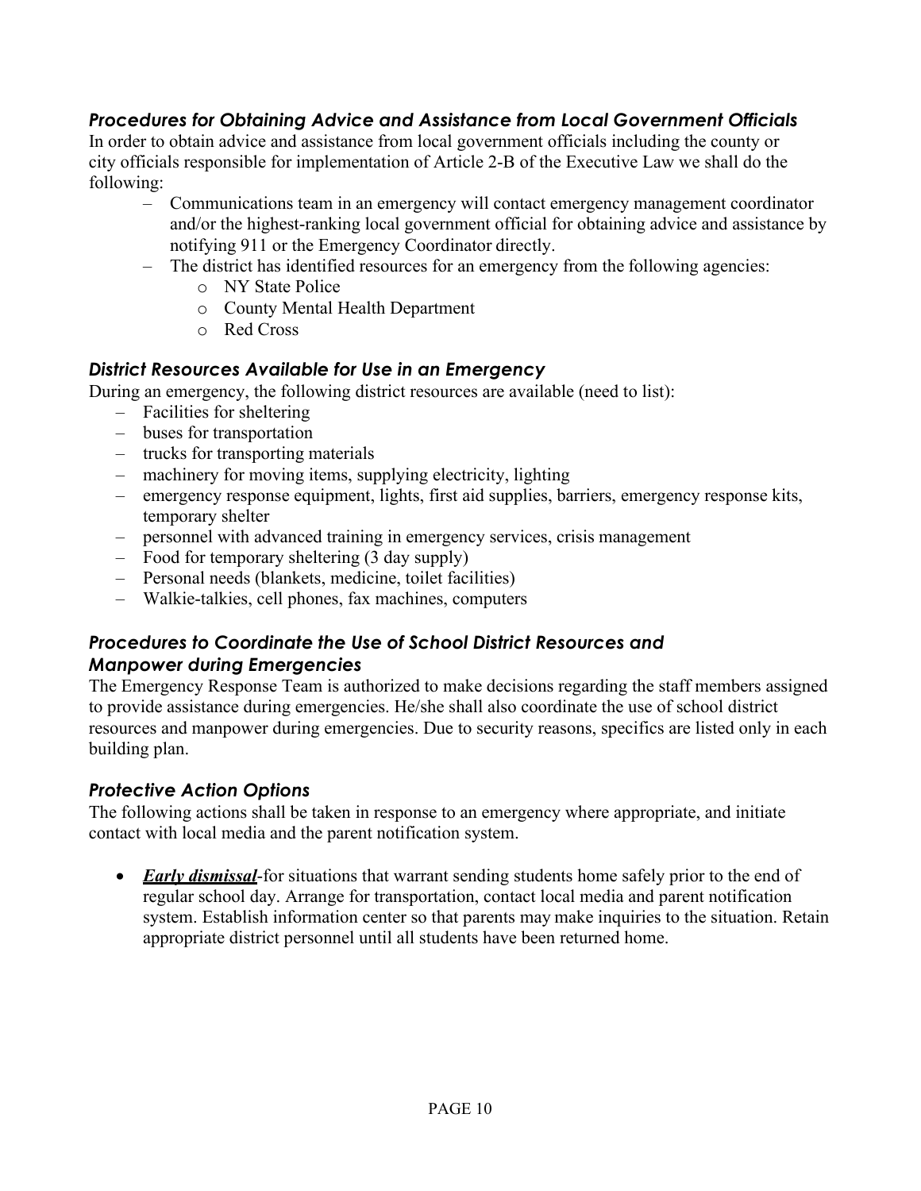### *Procedures for Obtaining Advice and Assistance from Local Government Officials*

In order to obtain advice and assistance from local government officials including the county or city officials responsible for implementation of Article 2-B of the Executive Law we shall do the following:

- Communications team in an emergency will contact emergency management coordinator and/or the highest-ranking local government official for obtaining advice and assistance by notifying 911 or the Emergency Coordinator directly.
- The district has identified resources for an emergency from the following agencies:
  - NY State Police
  - County Mental Health Department
  - Red Cross

### *District Resources Available for Use in an Emergency*

During an emergency, the following district resources are available (need to list):

- Facilities for sheltering
- buses for transportation
- trucks for transporting materials
- machinery for moving items, supplying electricity, lighting
- emergency response equipment, lights, first aid supplies, barriers, emergency response kits, temporary shelter
- personnel with advanced training in emergency services, crisis management
- Food for temporary sheltering (3 day supply)
- Personal needs (blankets, medicine, toilet facilities)
- Walkie-talkies, cell phones, fax machines, computers

### *Procedures to Coordinate the Use of School District Resources and Manpower during Emergencies*

The Emergency Response Team is authorized to make decisions regarding the staff members assigned to provide assistance during emergencies. He/she shall also coordinate the use of school district resources and manpower during emergencies. Due to security reasons, specifics are listed only in each building plan.

### *Protective Action Options*

The following actions shall be taken in response to an emergency where appropriate, and initiate contact with local media and the parent notification system.

- ***Early dismissal***-for situations that warrant sending students home safely prior to the end of regular school day. Arrange for transportation, contact local media and parent notification system. Establish information center so that parents may make inquiries to the situation. Retain appropriate district personnel until all students have been returned home.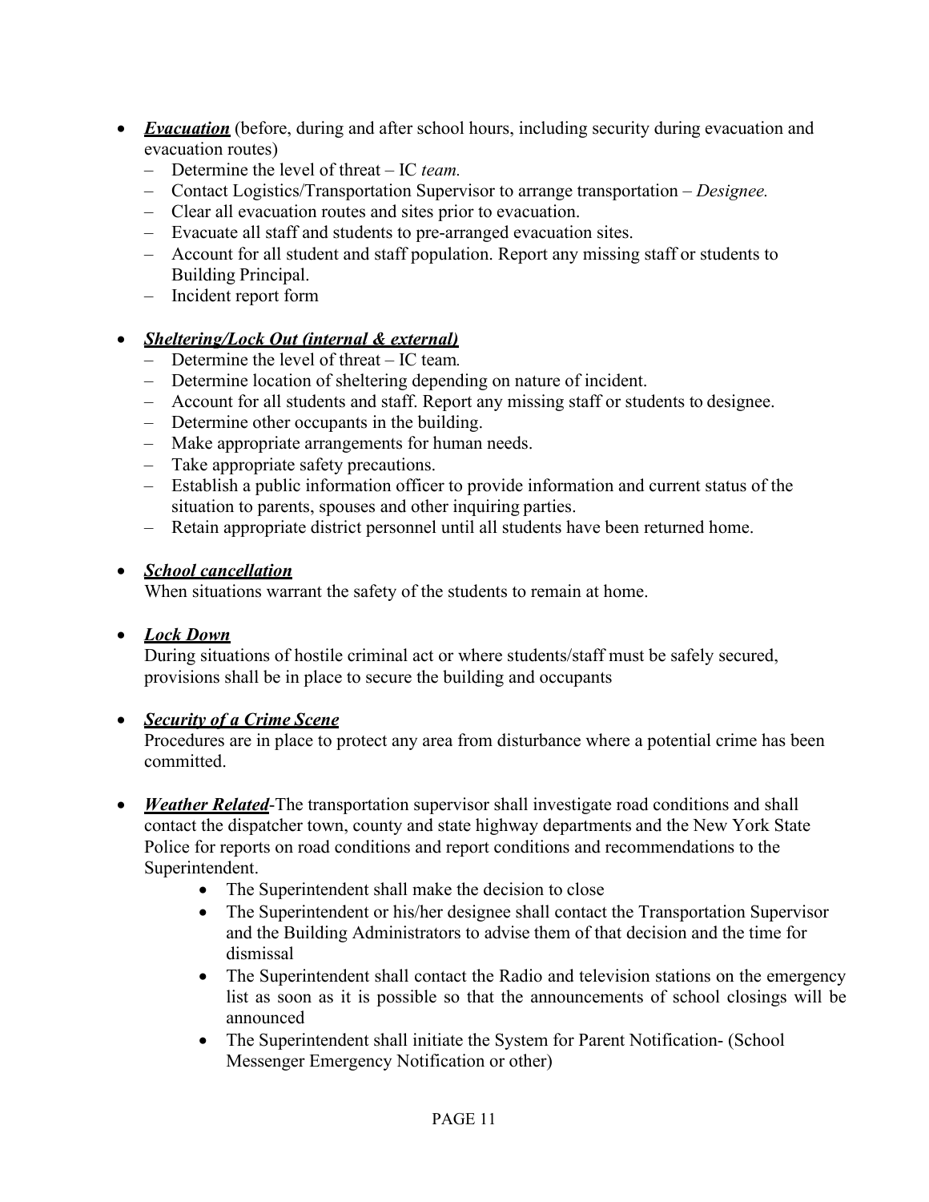- ***Evacuation*** (before, during and after school hours, including security during evacuation and evacuation routes)
  - Determine the level of threat – IC *team.*
  - Contact Logistics/Transportation Supervisor to arrange transportation – *Designee.*
  - Clear all evacuation routes and sites prior to evacuation.
  - Evacuate all staff and students to pre-arranged evacuation sites.
  - Account for all student and staff population. Report any missing staff or students to Building Principal.
  - Incident report form

- ***Sheltering/Lock Out (internal & external)***
  - Determine the level of threat – IC team*.*
  - Determine location of sheltering depending on nature of incident.
  - Account for all students and staff. Report any missing staff or students to designee.
  - Determine other occupants in the building.
  - Make appropriate arrangements for human needs.
  - Take appropriate safety precautions.
  - Establish a public information officer to provide information and current status of the situation to parents, spouses and other inquiring parties.
  - Retain appropriate district personnel until all students have been returned home.

- ***School cancellation***
  When situations warrant the safety of the students to remain at home.

- ***Lock Down***
  During situations of hostile criminal act or where students/staff must be safely secured, provisions shall be in place to secure the building and occupants

- ***Security of a Crime Scene***
  Procedures are in place to protect any area from disturbance where a potential crime has been committed.

- ***Weather Related***-The transportation supervisor shall investigate road conditions and shall contact the dispatcher town, county and state highway departments and the New York State Police for reports on road conditions and report conditions and recommendations to the Superintendent.
  - The Superintendent shall make the decision to close
  - The Superintendent or his/her designee shall contact the Transportation Supervisor and the Building Administrators to advise them of that decision and the time for dismissal
  - The Superintendent shall contact the Radio and television stations on the emergency list as soon as it is possible so that the announcements of school closings will be announced
  - The Superintendent shall initiate the System for Parent Notification- (School Messenger Emergency Notification or other)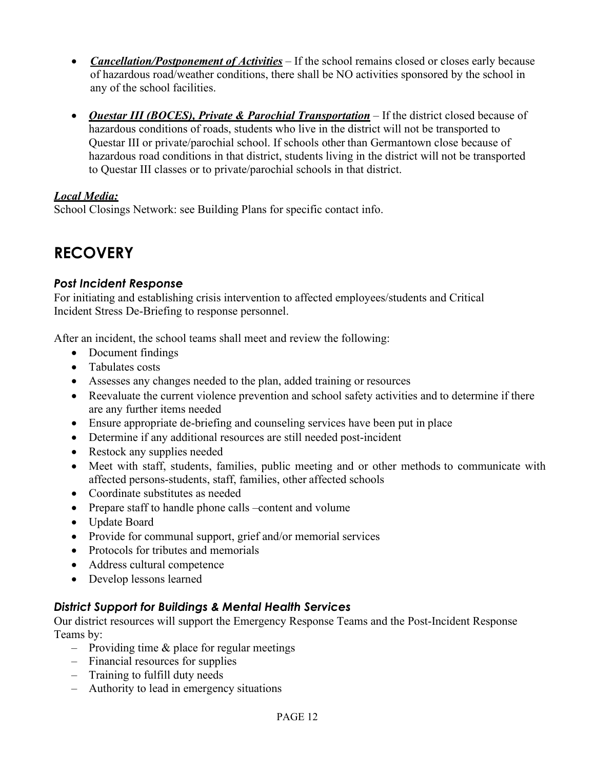- ***Cancellation/Postponement of Activities*** – If the school remains closed or closes early because of hazardous road/weather conditions, there shall be NO activities sponsored by the school in any of the school facilities.

- ***Questar III (BOCES), Private & Parochial Transportation*** – If the district closed because of hazardous conditions of roads, students who live in the district will not be transported to Questar III or private/parochial school. If schools other than Germantown close because of hazardous road conditions in that district, students living in the district will not be transported to Questar III classes or to private/parochial schools in that district.

***Local Media:***
School Closings Network: see Building Plans for specific contact info.

# RECOVERY

### *Post Incident Response*

For initiating and establishing crisis intervention to affected employees/students and Critical Incident Stress De-Briefing to response personnel.

After an incident, the school teams shall meet and review the following:

- Document findings
- Tabulates costs
- Assesses any changes needed to the plan, added training or resources
- Reevaluate the current violence prevention and school safety activities and to determine if there are any further items needed
- Ensure appropriate de-briefing and counseling services have been put in place
- Determine if any additional resources are still needed post-incident
- Restock any supplies needed
- Meet with staff, students, families, public meeting and or other methods to communicate with affected persons-students, staff, families, other affected schools
- Coordinate substitutes as needed
- Prepare staff to handle phone calls –content and volume
- Update Board
- Provide for communal support, grief and/or memorial services
- Protocols for tributes and memorials
- Address cultural competence
- Develop lessons learned

### *District Support for Buildings & Mental Health Services*

Our district resources will support the Emergency Response Teams and the Post-Incident Response Teams by:

- Providing time & place for regular meetings
- Financial resources for supplies
- Training to fulfill duty needs
- Authority to lead in emergency situations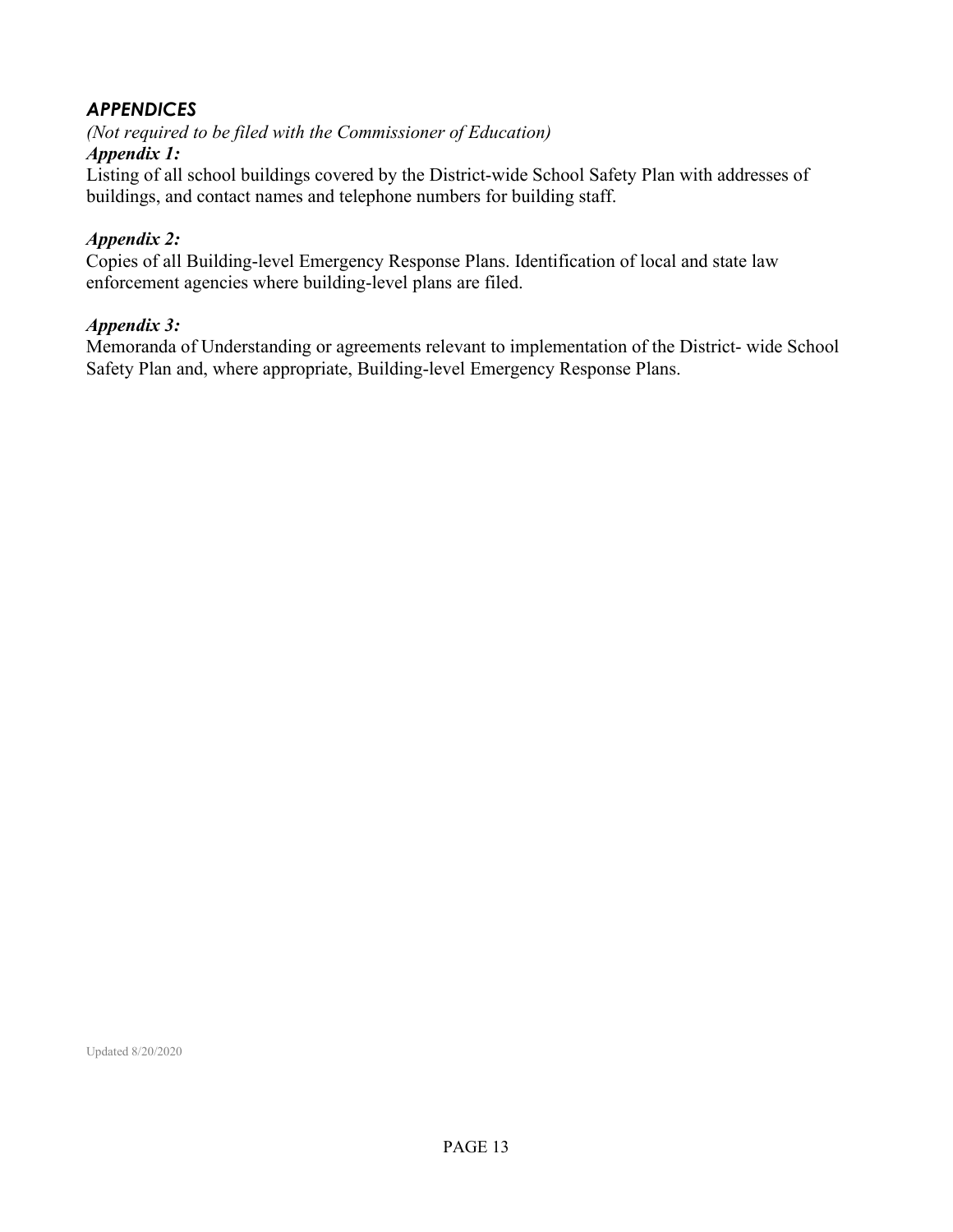## *APPENDICES*

*(Not required to be filed with the Commissioner of Education)*

***Appendix 1:***

Listing of all school buildings covered by the District-wide School Safety Plan with addresses of buildings, and contact names and telephone numbers for building staff.

***Appendix 2:***

Copies of all Building-level Emergency Response Plans. Identification of local and state law enforcement agencies where building-level plans are filed.

***Appendix 3:***

Memoranda of Understanding or agreements relevant to implementation of the District- wide School Safety Plan and, where appropriate, Building-level Emergency Response Plans.

Updated 8/20/2020